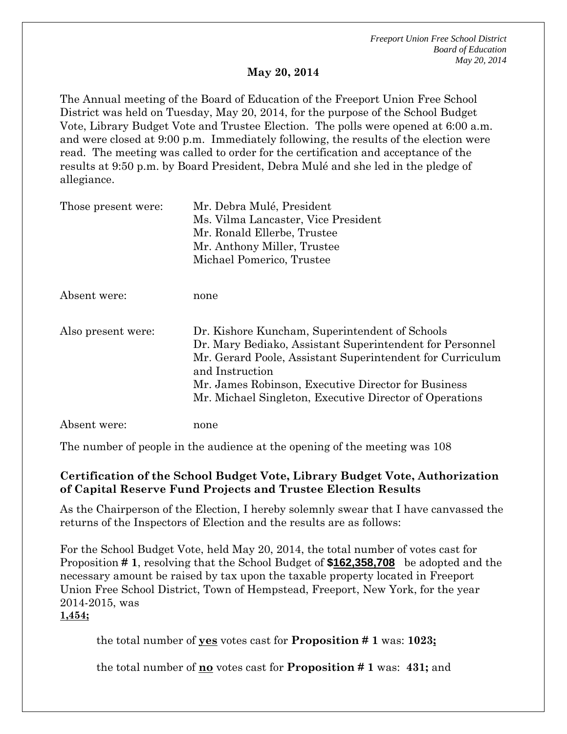**May 20, 2014**

The Annual meeting of the Board of Education of the Freeport Union Free School District was held on Tuesday, May 20, 2014, for the purpose of the School Budget Vote, Library Budget Vote and Trustee Election. The polls were opened at 6:00 a.m. and were closed at 9:00 p.m. Immediately following, the results of the election were read. The meeting was called to order for the certification and acceptance of the results at 9:50 p.m. by Board President, Debra Mulé and she led in the pledge of allegiance.

| | |
|---|---|
| Those present were: | Mr. Debra Mulé, President<br>Ms. Vilma Lancaster, Vice President<br>Mr. Ronald Ellerbe, Trustee<br>Mr. Anthony Miller, Trustee<br>Michael Pomerico, Trustee |
| Absent were: | none |
| Also present were: | Dr. Kishore Kuncham, Superintendent of Schools<br>Dr. Mary Bediako, Assistant Superintendent for Personnel<br>Mr. Gerard Poole, Assistant Superintendent for Curriculum and Instruction<br>Mr. James Robinson, Executive Director for Business<br>Mr. Michael Singleton, Executive Director of Operations |
| Absent were: | none |

The number of people in the audience at the opening of the meeting was 108

**Certification of the School Budget Vote, Library Budget Vote, Authorization of Capital Reserve Fund Projects and Trustee Election Results**

As the Chairperson of the Election, I hereby solemnly swear that I have canvassed the returns of the Inspectors of Election and the results are as follows:

For the School Budget Vote, held May 20, 2014, the total number of votes cast for Proposition **# 1**, resolving that the School Budget of **$162,358,708** be adopted and the necessary amount be raised by tax upon the taxable property located in Freeport Union Free School District, Town of Hempstead, Freeport, New York, for the year 2014-2015, was
**1,454;**

the total number of **yes** votes cast for **Proposition # 1** was: **1023;**

the total number of **no** votes cast for **Proposition # 1** was: **431;** and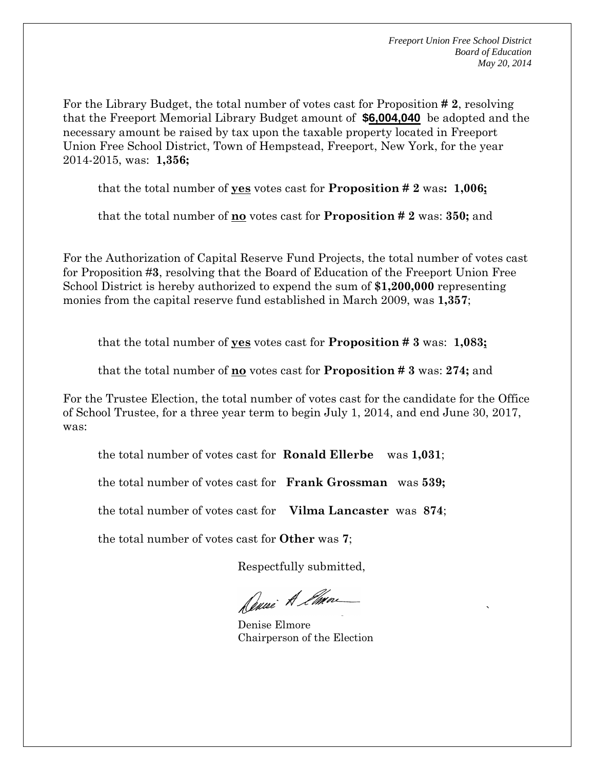For the Library Budget, the total number of votes cast for Proposition **# 2**, resolving that the Freeport Memorial Library Budget amount of **$6,004,040** be adopted and the necessary amount be raised by tax upon the taxable property located in Freeport Union Free School District, Town of Hempstead, Freeport, New York, for the year 2014-2015, was: **1,356;**

that the total number of **yes** votes cast for **Proposition # 2** was**: 1,006;**

that the total number of **no** votes cast for **Proposition # 2** was: **350;** and

For the Authorization of Capital Reserve Fund Projects, the total number of votes cast for Proposition #**3**, resolving that the Board of Education of the Freeport Union Free School District is hereby authorized to expend the sum of **$1,200,000** representing monies from the capital reserve fund established in March 2009, was **1,357**;

that the total number of **yes** votes cast for **Proposition # 3** was: **1,083;**

that the total number of **no** votes cast for **Proposition # 3** was: **274;** and

For the Trustee Election, the total number of votes cast for the candidate for the Office of School Trustee, for a three year term to begin July 1, 2014, and end June 30, 2017, was:

the total number of votes cast for **Ronald Ellerbe** was **1,031**;

the total number of votes cast for **Frank Grossman** was **539;**

the total number of votes cast for **Vilma Lancaster** was **874**;

the total number of votes cast for **Other** was **7**;

Respectfully submitted,

Denise Elmore
Chairperson of the Election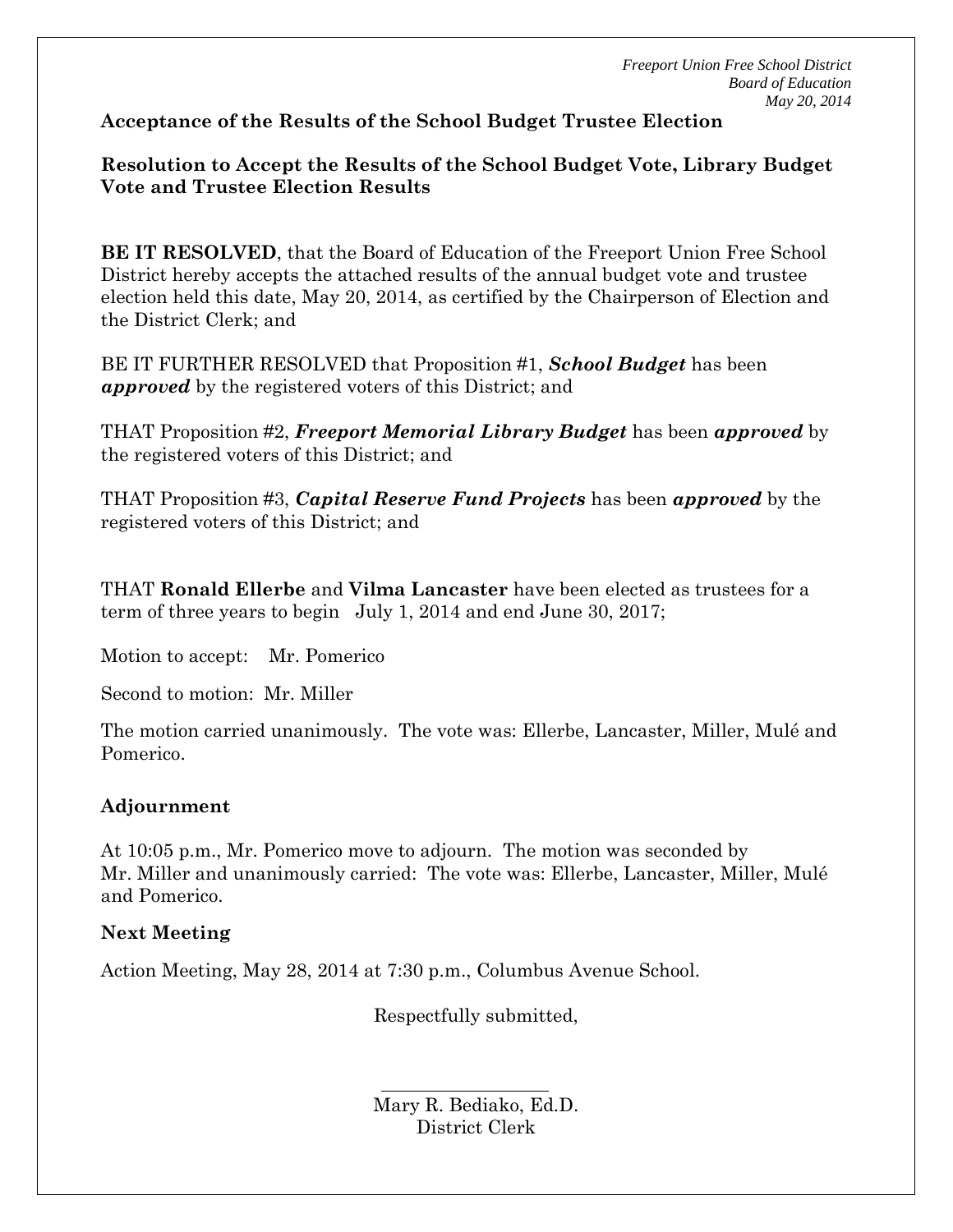**Acceptance of the Results of the School Budget Trustee Election**

**Resolution to Accept the Results of the School Budget Vote, Library Budget Vote and Trustee Election Results**

**BE IT RESOLVED**, that the Board of Education of the Freeport Union Free School District hereby accepts the attached results of the annual budget vote and trustee election held this date, May 20, 2014, as certified by the Chairperson of Election and the District Clerk; and

BE IT FURTHER RESOLVED that Proposition #1, ***School Budget*** has been ***approved*** by the registered voters of this District; and

THAT Proposition #2, ***Freeport Memorial Library Budget*** has been ***approved*** by the registered voters of this District; and

THAT Proposition #3, ***Capital Reserve Fund Projects*** has been ***approved*** by the registered voters of this District; and

THAT **Ronald Ellerbe** and **Vilma Lancaster** have been elected as trustees for a term of three years to begin July 1, 2014 and end June 30, 2017;

Motion to accept: Mr. Pomerico

Second to motion: Mr. Miller

The motion carried unanimously. The vote was: Ellerbe, Lancaster, Miller, Mulé and Pomerico.

## Adjournment

At 10:05 p.m., Mr. Pomerico move to adjourn. The motion was seconded by Mr. Miller and unanimously carried: The vote was: Ellerbe, Lancaster, Miller, Mulé and Pomerico.

## Next Meeting

Action Meeting, May 28, 2014 at 7:30 p.m., Columbus Avenue School.

Respectfully submitted,

Mary R. Bediako, Ed.D.
District Clerk